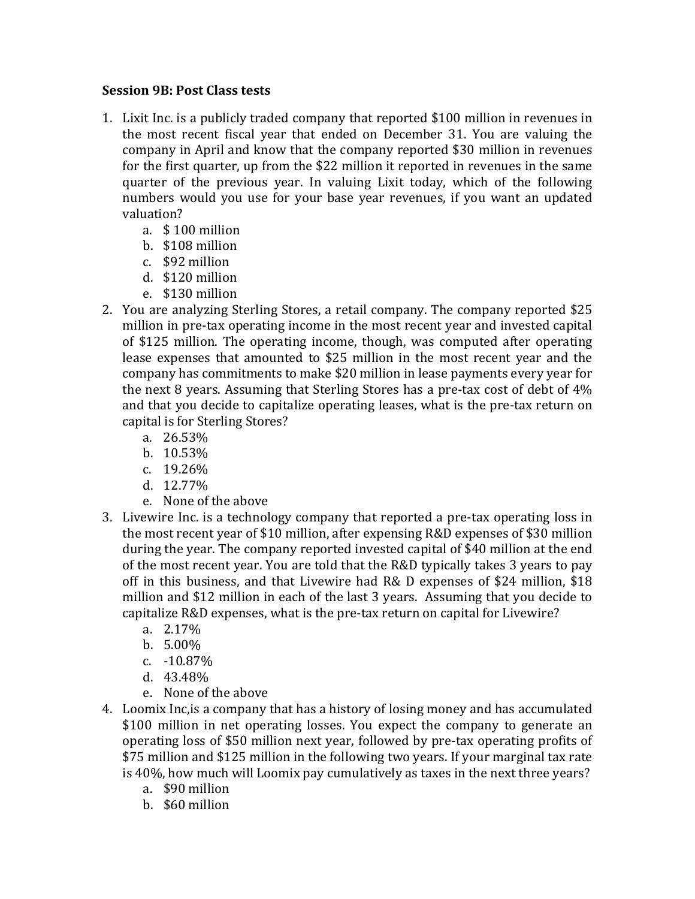**Session 9B: Post Class tests**

1. Lixit Inc. is a publicly traded company that reported $100 million in revenues in the most recent fiscal year that ended on December 31. You are valuing the company in April and know that the company reported $30 million in revenues for the first quarter, up from the $22 million it reported in revenues in the same quarter of the previous year. In valuing Lixit today, which of the following numbers would you use for your base year revenues, if you want an updated valuation?
   a. $ 100 million
   b. $108 million
   c. $92 million
   d. $120 million
   e. $130 million
2. You are analyzing Sterling Stores, a retail company. The company reported $25 million in pre-tax operating income in the most recent year and invested capital of $125 million. The operating income, though, was computed after operating lease expenses that amounted to $25 million in the most recent year and the company has commitments to make $20 million in lease payments every year for the next 8 years. Assuming that Sterling Stores has a pre-tax cost of debt of 4% and that you decide to capitalize operating leases, what is the pre-tax return on capital is for Sterling Stores?
   a. 26.53%
   b. 10.53%
   c. 19.26%
   d. 12.77%
   e. None of the above
3. Livewire Inc. is a technology company that reported a pre-tax operating loss in the most recent year of $10 million, after expensing R&D expenses of $30 million during the year. The company reported invested capital of $40 million at the end of the most recent year. You are told that the R&D typically takes 3 years to pay off in this business, and that Livewire had R& D expenses of $24 million, $18 million and $12 million in each of the last 3 years. Assuming that you decide to capitalize R&D expenses, what is the pre-tax return on capital for Livewire?
   a. 2.17%
   b. 5.00%
   c. -10.87%
   d. 43.48%
   e. None of the above
4. Loomix Inc,is a company that has a history of losing money and has accumulated $100 million in net operating losses. You expect the company to generate an operating loss of $50 million next year, followed by pre-tax operating profits of $75 million and $125 million in the following two years. If your marginal tax rate is 40%, how much will Loomix pay cumulatively as taxes in the next three years?
   a. $90 million
   b. $60 million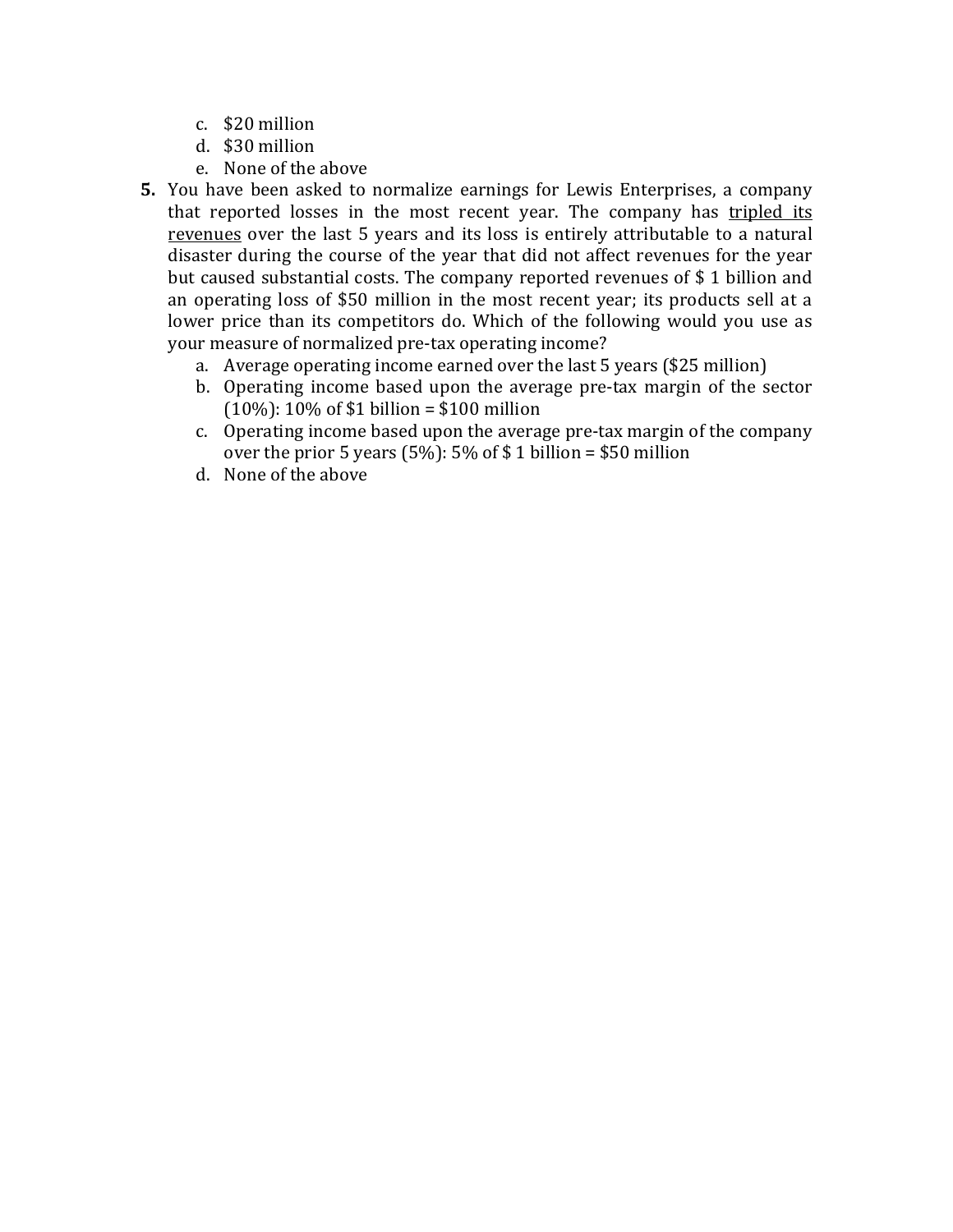c. $20 million
d. $30 million
e. None of the above

5. You have been asked to normalize earnings for Lewis Enterprises, a company that reported losses in the most recent year. The company has <u>tripled its revenues</u> over the last 5 years and its loss is entirely attributable to a natural disaster during the course of the year that did not affect revenues for the year but caused substantial costs. The company reported revenues of $ 1 billion and an operating loss of $50 million in the most recent year; its products sell at a lower price than its competitors do. Which of the following would you use as your measure of normalized pre-tax operating income?
   a. Average operating income earned over the last 5 years ($25 million)
   b. Operating income based upon the average pre-tax margin of the sector (10%): 10% of $1 billion = $100 million
   c. Operating income based upon the average pre-tax margin of the company over the prior 5 years (5%): 5% of $ 1 billion = $50 million
   d. None of the above